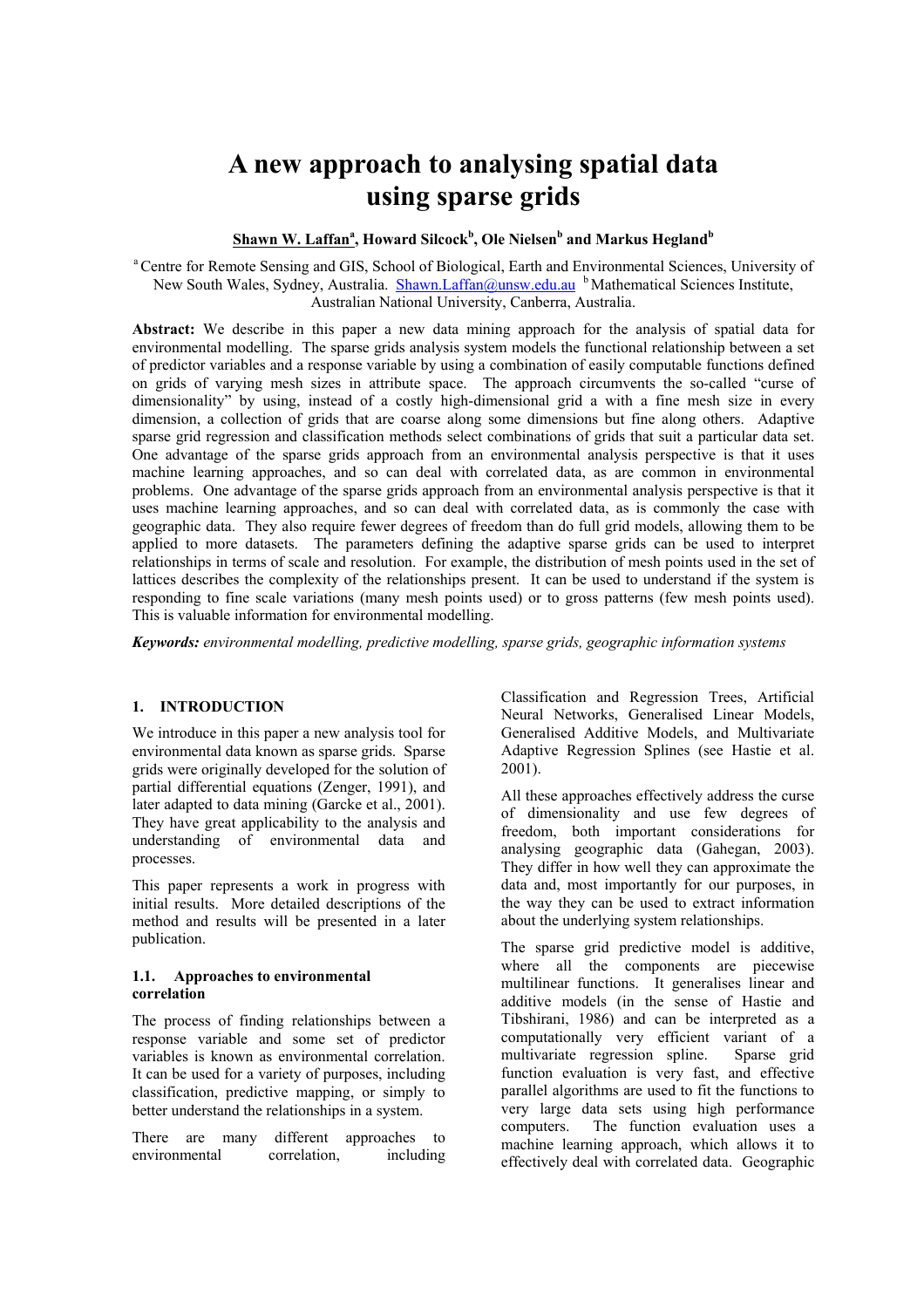# A new approach to analysing spatial data using sparse grids

**Shawn W. Laffan[a], Howard Silcock[b], Ole Nielsen[b] and Markus Hegland[b]**

[a] Centre for Remote Sensing and GIS, School of Biological, Earth and Environmental Sciences, University of New South Wales, Sydney, Australia. Shawn.Laffan@unsw.edu.au [b] Mathematical Sciences Institute, Australian National University, Canberra, Australia.

**Abstract:** We describe in this paper a new data mining approach for the analysis of spatial data for environmental modelling. The sparse grids analysis system models the functional relationship between a set of predictor variables and a response variable by using a combination of easily computable functions defined on grids of varying mesh sizes in attribute space. The approach circumvents the so-called "curse of dimensionality" by using, instead of a costly high-dimensional grid a with a fine mesh size in every dimension, a collection of grids that are coarse along some dimensions but fine along others. Adaptive sparse grid regression and classification methods select combinations of grids that suit a particular data set. One advantage of the sparse grids approach from an environmental analysis perspective is that it uses machine learning approaches, and so can deal with correlated data, as are common in environmental problems. One advantage of the sparse grids approach from an environmental analysis perspective is that it uses machine learning approaches, and so can deal with correlated data, as is commonly the case with geographic data. They also require fewer degrees of freedom than do full grid models, allowing them to be applied to more datasets. The parameters defining the adaptive sparse grids can be used to interpret relationships in terms of scale and resolution. For example, the distribution of mesh points used in the set of lattices describes the complexity of the relationships present. It can be used to understand if the system is responding to fine scale variations (many mesh points used) or to gross patterns (few mesh points used). This is valuable information for environmental modelling.

***Keywords:*** *environmental modelling, predictive modelling, sparse grids, geographic information systems*

## 1. INTRODUCTION

We introduce in this paper a new analysis tool for environmental data known as sparse grids. Sparse grids were originally developed for the solution of partial differential equations (Zenger, 1991), and later adapted to data mining (Garcke et al., 2001). They have great applicability to the analysis and understanding of environmental data and processes.

This paper represents a work in progress with initial results. More detailed descriptions of the method and results will be presented in a later publication.

### 1.1. Approaches to environmental correlation

The process of finding relationships between a response variable and some set of predictor variables is known as environmental correlation. It can be used for a variety of purposes, including classification, predictive mapping, or simply to better understand the relationships in a system.

There are many different approaches to environmental correlation, including Classification and Regression Trees, Artificial Neural Networks, Generalised Linear Models, Generalised Additive Models, and Multivariate Adaptive Regression Splines (see Hastie et al. 2001).

All these approaches effectively address the curse of dimensionality and use few degrees of freedom, both important considerations for analysing geographic data (Gahegan, 2003). They differ in how well they can approximate the data and, most importantly for our purposes, in the way they can be used to extract information about the underlying system relationships.

The sparse grid predictive model is additive, where all the components are piecewise multilinear functions. It generalises linear and additive models (in the sense of Hastie and Tibshirani, 1986) and can be interpreted as a computationally very efficient variant of a multivariate regression spline. Sparse grid function evaluation is very fast, and effective parallel algorithms are used to fit the functions to very large data sets using high performance computers. The function evaluation uses a machine learning approach, which allows it to effectively deal with correlated data. Geographic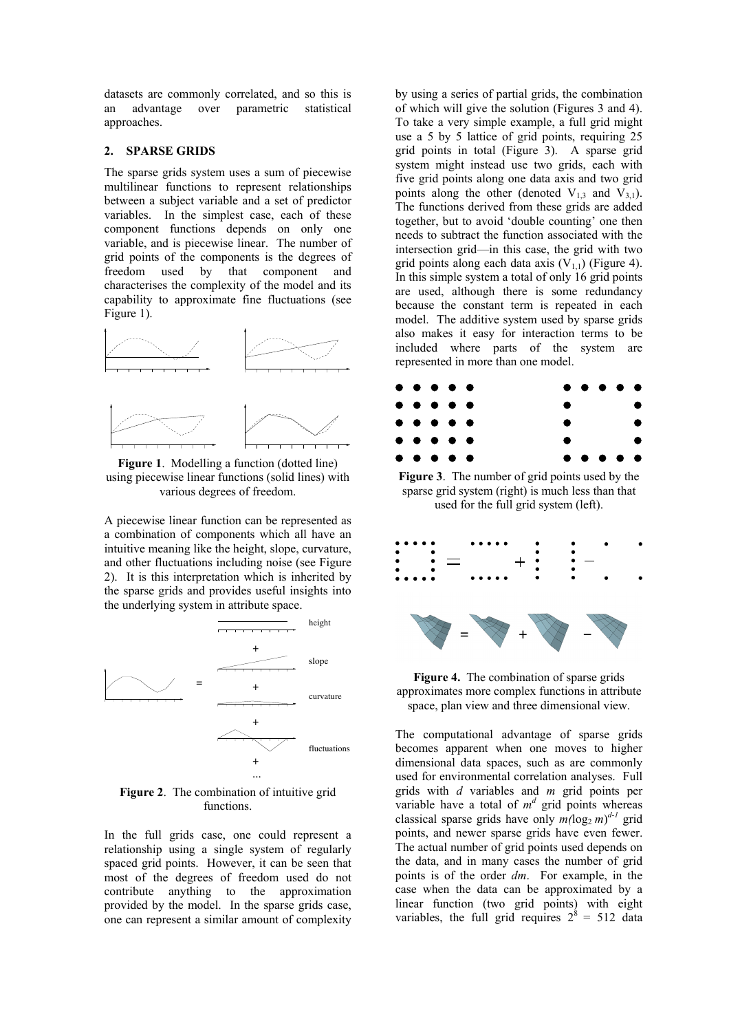datasets are commonly correlated, and so this is an advantage over parametric statistical approaches.

## 2. SPARSE GRIDS

The sparse grids system uses a sum of piecewise multilinear functions to represent relationships between a subject variable and a set of predictor variables. In the simplest case, each of these component functions depends on only one variable, and is piecewise linear. The number of grid points of the components is the degrees of freedom used by that component and characterises the complexity of the model and its capability to approximate fine fluctuations (see Figure 1).

**Figure 1**. Modelling a function (dotted line) using piecewise linear functions (solid lines) with various degrees of freedom.

A piecewise linear function can be represented as a combination of components which all have an intuitive meaning like the height, slope, curvature, and other fluctuations including noise (see Figure 2). It is this interpretation which is inherited by the sparse grids and provides useful insights into the underlying system in attribute space.

**Figure 2**. The combination of intuitive grid functions.

In the full grids case, one could represent a relationship using a single system of regularly spaced grid points. However, it can be seen that most of the degrees of freedom used do not contribute anything to the approximation provided by the model. In the sparse grids case, one can represent a similar amount of complexity by using a series of partial grids, the combination of which will give the solution (Figures 3 and 4). To take a very simple example, a full grid might use a 5 by 5 lattice of grid points, requiring 25 grid points in total (Figure 3). A sparse grid system might instead use two grids, each with five grid points along one data axis and two grid points along the other (denoted $V_{1,3}$ and $V_{3,1}$). The functions derived from these grids are added together, but to avoid 'double counting' one then needs to subtract the function associated with the intersection grid—in this case, the grid with two grid points along each data axis ($V_{1,1}$) (Figure 4). In this simple system a total of only 16 grid points are used, although there is some redundancy because the constant term is repeated in each model. The additive system used by sparse grids also makes it easy for interaction terms to be included where parts of the system are represented in more than one model.

**Figure 3**. The number of grid points used by the sparse grid system (right) is much less than that used for the full grid system (left).

**Figure 4.** The combination of sparse grids approximates more complex functions in attribute space, plan view and three dimensional view.

The computational advantage of sparse grids becomes apparent when one moves to higher dimensional data spaces, such as are commonly used for environmental correlation analyses. Full grids with $d$ variables and $m$ grid points per variable have a total of $m^d$ grid points whereas classical sparse grids have only $m(\log_2 m)^{d-1}$ grid points, and newer sparse grids have even fewer. The actual number of grid points used depends on the data, and in many cases the number of grid points is of the order $dm$. For example, in the case when the data can be approximated by a linear function (two grid points) with eight variables, the full grid requires $2^8 = 512$ data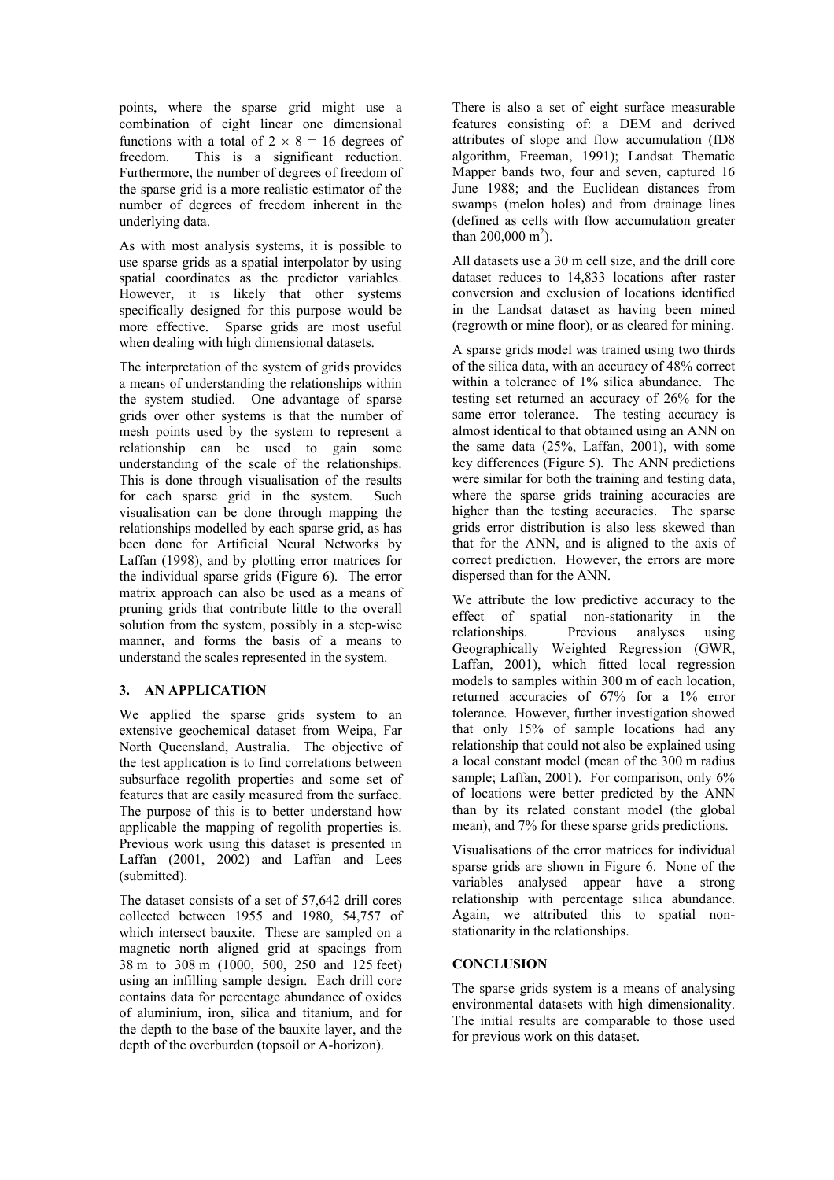points, where the sparse grid might use a combination of eight linear one dimensional functions with a total of $2 \times 8 = 16$ degrees of freedom. This is a significant reduction. Furthermore, the number of degrees of freedom of the sparse grid is a more realistic estimator of the number of degrees of freedom inherent in the underlying data.

As with most analysis systems, it is possible to use sparse grids as a spatial interpolator by using spatial coordinates as the predictor variables. However, it is likely that other systems specifically designed for this purpose would be more effective. Sparse grids are most useful when dealing with high dimensional datasets.

The interpretation of the system of grids provides a means of understanding the relationships within the system studied. One advantage of sparse grids over other systems is that the number of mesh points used by the system to represent a relationship can be used to gain some understanding of the scale of the relationships. This is done through visualisation of the results for each sparse grid in the system. Such visualisation can be done through mapping the relationships modelled by each sparse grid, as has been done for Artificial Neural Networks by Laffan (1998), and by plotting error matrices for the individual sparse grids (Figure 6). The error matrix approach can also be used as a means of pruning grids that contribute little to the overall solution from the system, possibly in a step-wise manner, and forms the basis of a means to understand the scales represented in the system.

## 3. AN APPLICATION

We applied the sparse grids system to an extensive geochemical dataset from Weipa, Far North Queensland, Australia. The objective of the test application is to find correlations between subsurface regolith properties and some set of features that are easily measured from the surface. The purpose of this is to better understand how applicable the mapping of regolith properties is. Previous work using this dataset is presented in Laffan (2001, 2002) and Laffan and Lees (submitted).

The dataset consists of a set of 57,642 drill cores collected between 1955 and 1980, 54,757 of which intersect bauxite. These are sampled on a magnetic north aligned grid at spacings from 38 m to 308 m (1000, 500, 250 and 125 feet) using an infilling sample design. Each drill core contains data for percentage abundance of oxides of aluminium, iron, silica and titanium, and for the depth to the base of the bauxite layer, and the depth of the overburden (topsoil or A-horizon).

There is also a set of eight surface measurable features consisting of: a DEM and derived attributes of slope and flow accumulation (fD8 algorithm, Freeman, 1991); Landsat Thematic Mapper bands two, four and seven, captured 16 June 1988; and the Euclidean distances from swamps (melon holes) and from drainage lines (defined as cells with flow accumulation greater than 200,000 $m^2$).

All datasets use a 30 m cell size, and the drill core dataset reduces to 14,833 locations after raster conversion and exclusion of locations identified in the Landsat dataset as having been mined (regrowth or mine floor), or as cleared for mining.

A sparse grids model was trained using two thirds of the silica data, with an accuracy of 48% correct within a tolerance of 1% silica abundance. The testing set returned an accuracy of 26% for the same error tolerance. The testing accuracy is almost identical to that obtained using an ANN on the same data (25%, Laffan, 2001), with some key differences (Figure 5). The ANN predictions were similar for both the training and testing data, where the sparse grids training accuracies are higher than the testing accuracies. The sparse grids error distribution is also less skewed than that for the ANN, and is aligned to the axis of correct prediction. However, the errors are more dispersed than for the ANN.

We attribute the low predictive accuracy to the effect of spatial non-stationarity in the relationships. Previous analyses using Geographically Weighted Regression (GWR, Laffan, 2001), which fitted local regression models to samples within 300 m of each location, returned accuracies of 67% for a 1% error tolerance. However, further investigation showed that only 15% of sample locations had any relationship that could not also be explained using a local constant model (mean of the 300 m radius sample; Laffan, 2001). For comparison, only 6% of locations were better predicted by the ANN than by its related constant model (the global mean), and 7% for these sparse grids predictions.

Visualisations of the error matrices for individual sparse grids are shown in Figure 6. None of the variables analysed appear have a strong relationship with percentage silica abundance. Again, we attributed this to spatial non-stationarity in the relationships.

## CONCLUSION

The sparse grids system is a means of analysing environmental datasets with high dimensionality. The initial results are comparable to those used for previous work on this dataset.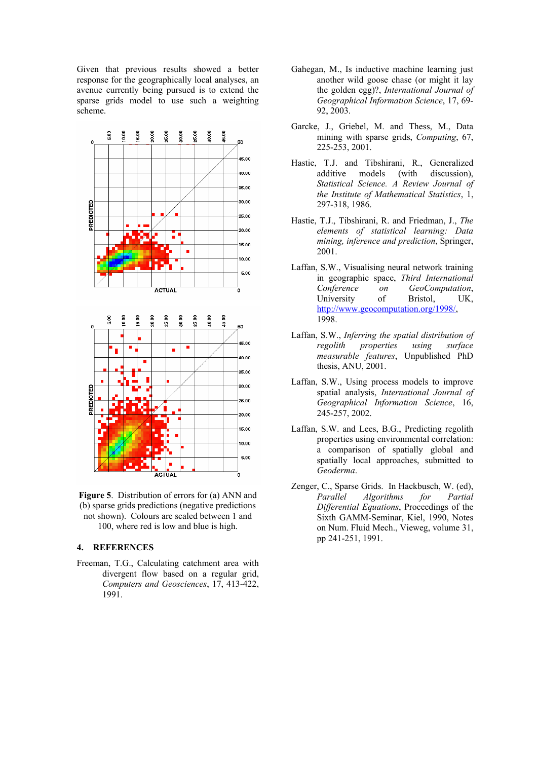Given that previous results showed a better response for the geographically local analyses, an avenue currently being pursued is to extend the sparse grids model to use such a weighting scheme.

**Figure 5**. Distribution of errors for (a) ANN and (b) sparse grids predictions (negative predictions not shown). Colours are scaled between 1 and 100, where red is low and blue is high.

## 4. REFERENCES

Freeman, T.G., Calculating catchment area with divergent flow based on a regular grid, *Computers and Geosciences*, 17, 413-422, 1991.

Gahegan, M., Is inductive machine learning just another wild goose chase (or might it lay the golden egg)?, *International Journal of Geographical Information Science*, 17, 69-92, 2003.

Garcke, J., Griebel, M. and Thess, M., Data mining with sparse grids, *Computing*, 67, 225-253, 2001.

Hastie, T.J. and Tibshirani, R., Generalized additive models (with discussion), *Statistical Science. A Review Journal of the Institute of Mathematical Statistics*, 1, 297-318, 1986.

Hastie, T.J., Tibshirani, R. and Friedman, J., *The elements of statistical learning: Data mining, inference and prediction*, Springer, 2001.

Laffan, S.W., Visualising neural network training in geographic space, *Third International Conference on GeoComputation*, University of Bristol, UK, http://www.geocomputation.org/1998/, 1998.

Laffan, S.W., *Inferring the spatial distribution of regolith properties using surface measurable features*, Unpublished PhD thesis, ANU, 2001.

Laffan, S.W., Using process models to improve spatial analysis, *International Journal of Geographical Information Science*, 16, 245-257, 2002.

Laffan, S.W. and Lees, B.G., Predicting regolith properties using environmental correlation: a comparison of spatially global and spatially local approaches, submitted to *Geoderma*.

Zenger, C., Sparse Grids. In Hackbusch, W. (ed), *Parallel Algorithms for Partial Differential Equations*, Proceedings of the Sixth GAMM-Seminar, Kiel, 1990, Notes on Num. Fluid Mech., Vieweg, volume 31, pp 241-251, 1991.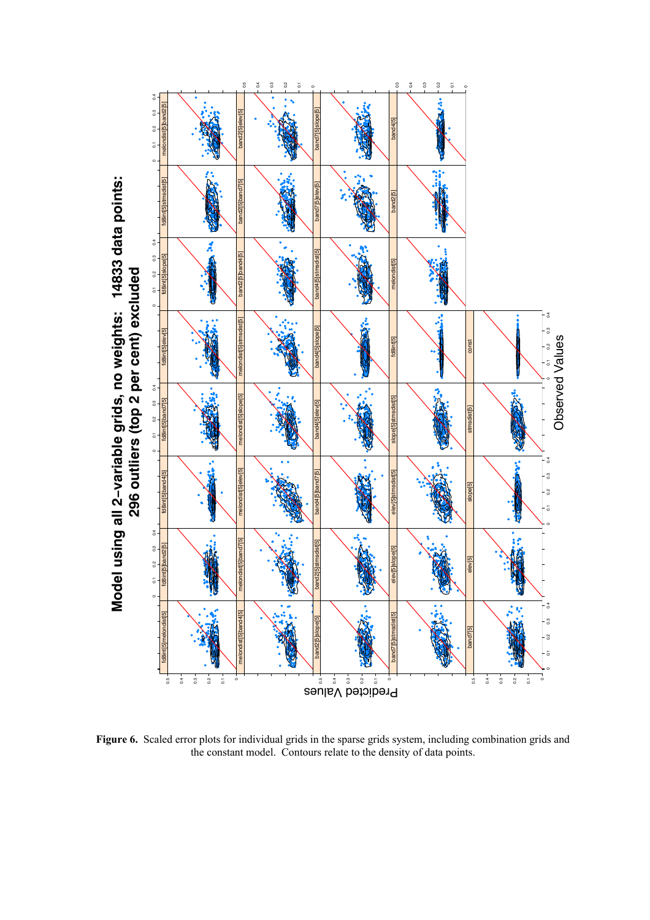Model using all 2-variable grids, no weights: 14833 data points: 296 outliers (top 2 per cent) excluded

Predicted Values

Observed Values

fd8int[5]melondist[5]
fd8int[5]band2[5]
fd8int[5]band4[5]
fd8int[5]band7[5]
fd8int[5]elev[5]
fd8int[5]slope[5]
fd8int[5]stmsdist[5]
melondist[5]band2[5]
melondist[5]band4[5]
melondist[5]band7[5]
melondist[5]elev[5]
melondist[5]slope[5]
melondist[5]stmsdist[5]
band2[5]band4[5]
band2[5]band7[5]
band2[5]elev[5]
band2[5]slope[5]
band2[5]stmsdist[5]
band4[5]band7[5]
band4[5]elev[5]
band4[5]slope[5]
band4[5]stmsdist[5]
band7[5]elev[5]
band7[5]slope[5]
band7[5]stmsdist[5]
elev[5]slope[5]
elev[5]stmsdist[5]
slope[5]stmsdist[5]
fd8int[5]
melondist[5]
band2[5]
band4[5]
band7[5]
elev[5]
slope[5]
stmsdist[5]
const

0 0.1 0.2 0.3 0.4 0.5

**Figure 6.** Scaled error plots for individual grids in the sparse grids system, including combination grids and the constant model. Contours relate to the density of data points.